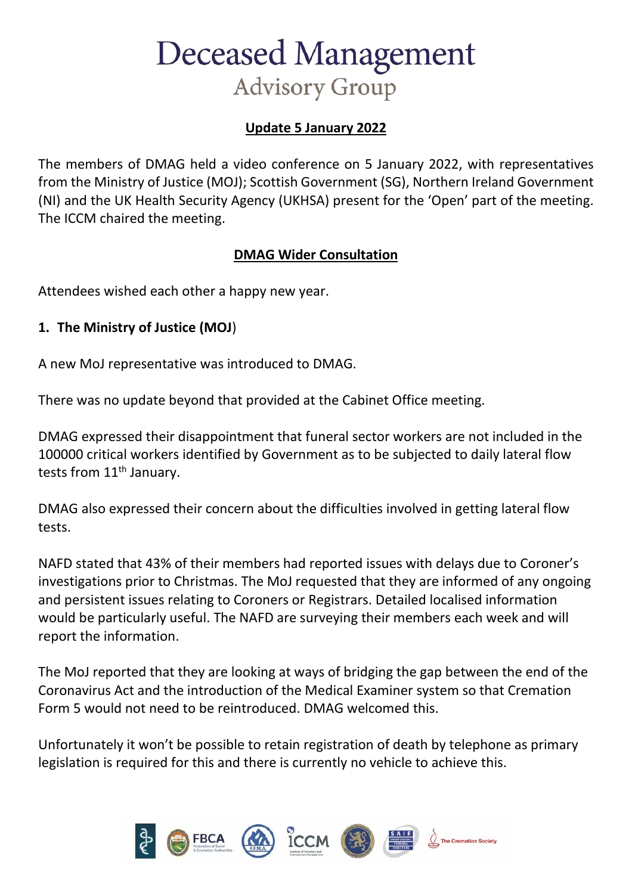# Deceased Management

## Advisory Group

**Update 5 January 2022**

The members of DMAG held a video conference on 5 January 2022, with representatives from the Ministry of Justice (MOJ); Scottish Government (SG), Northern Ireland Government (NI) and the UK Health Security Agency (UKHSA) present for the 'Open' part of the meeting. The ICCM chaired the meeting.

**DMAG Wider Consultation**

Attendees wished each other a happy new year.

1. **The Ministry of Justice (MOJ)**

A new MoJ representative was introduced to DMAG.

There was no update beyond that provided at the Cabinet Office meeting.

DMAG expressed their disappointment that funeral sector workers are not included in the 100000 critical workers identified by Government as to be subjected to daily lateral flow tests from 11th January.

DMAG also expressed their concern about the difficulties involved in getting lateral flow tests.

NAFD stated that 43% of their members had reported issues with delays due to Coroner's investigations prior to Christmas. The MoJ requested that they are informed of any ongoing and persistent issues relating to Coroners or Registrars. Detailed localised information would be particularly useful. The NAFD are surveying their members each week and will report the information.

The MoJ reported that they are looking at ways of bridging the gap between the end of the Coronavirus Act and the introduction of the Medical Examiner system so that Cremation Form 5 would not need to be reintroduced. DMAG welcomed this.

Unfortunately it won't be possible to retain registration of death by telephone as primary legislation is required for this and there is currently no vehicle to achieve this.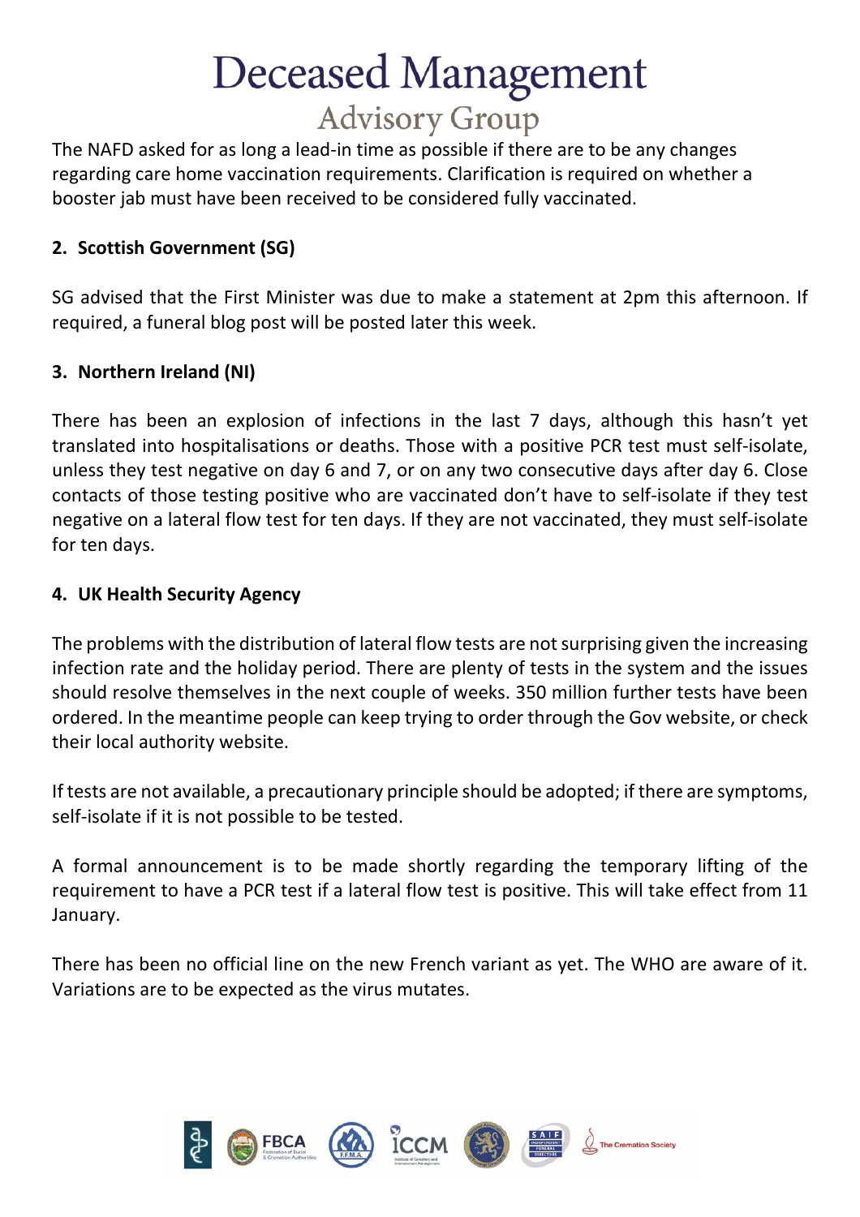The NAFD asked for as long a lead-in time as possible if there are to be any changes regarding care home vaccination requirements. Clarification is required on whether a booster jab must have been received to be considered fully vaccinated.

**2. Scottish Government (SG)**

SG advised that the First Minister was due to make a statement at 2pm this afternoon. If required, a funeral blog post will be posted later this week.

**3. Northern Ireland (NI)**

There has been an explosion of infections in the last 7 days, although this hasn't yet translated into hospitalisations or deaths. Those with a positive PCR test must self-isolate, unless they test negative on day 6 and 7, or on any two consecutive days after day 6. Close contacts of those testing positive who are vaccinated don't have to self-isolate if they test negative on a lateral flow test for ten days. If they are not vaccinated, they must self-isolate for ten days.

**4. UK Health Security Agency**

The problems with the distribution of lateral flow tests are not surprising given the increasing infection rate and the holiday period. There are plenty of tests in the system and the issues should resolve themselves in the next couple of weeks. 350 million further tests have been ordered. In the meantime people can keep trying to order through the Gov website, or check their local authority website.

If tests are not available, a precautionary principle should be adopted; if there are symptoms, self-isolate if it is not possible to be tested.

A formal announcement is to be made shortly regarding the temporary lifting of the requirement to have a PCR test if a lateral flow test is positive. This will take effect from 11 January.

There has been no official line on the new French variant as yet. The WHO are aware of it. Variations are to be expected as the virus mutates.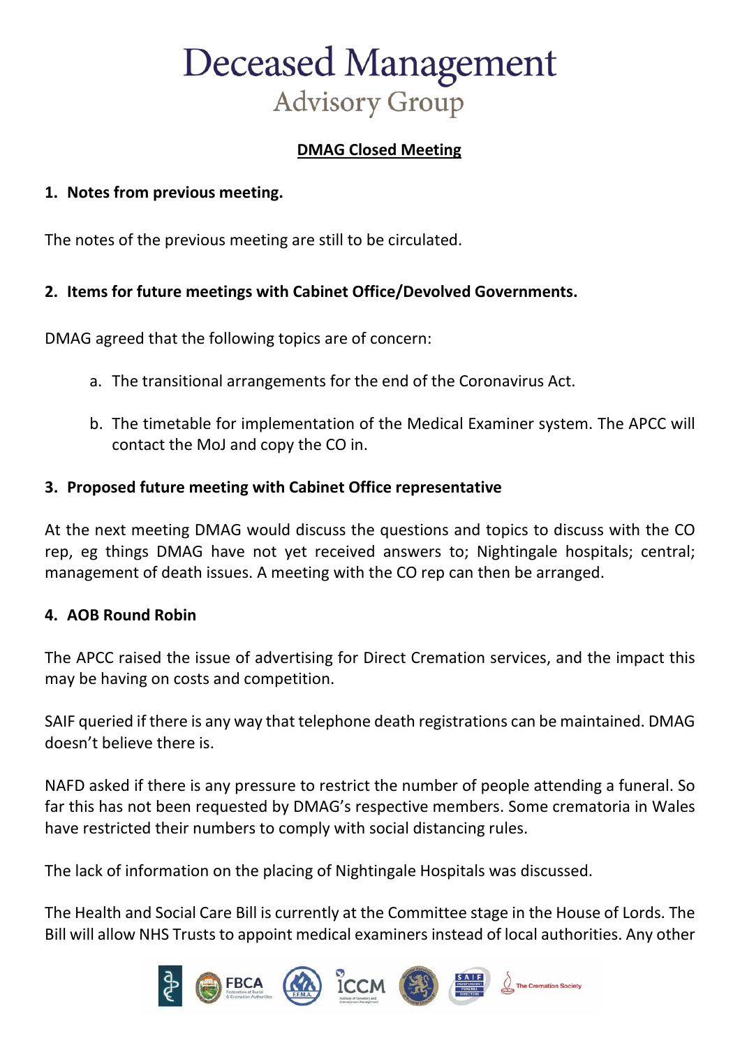# Deceased Management
## Advisory Group

**DMAG Closed Meeting**

1. **Notes from previous meeting.**

The notes of the previous meeting are still to be circulated.

2. **Items for future meetings with Cabinet Office/Devolved Governments.**

DMAG agreed that the following topics are of concern:

   a. The transitional arrangements for the end of the Coronavirus Act.

   b. The timetable for implementation of the Medical Examiner system. The APCC will contact the MoJ and copy the CO in.

3. **Proposed future meeting with Cabinet Office representative**

At the next meeting DMAG would discuss the questions and topics to discuss with the CO rep, eg things DMAG have not yet received answers to; Nightingale hospitals; central; management of death issues. A meeting with the CO rep can then be arranged.

4. **AOB Round Robin**

The APCC raised the issue of advertising for Direct Cremation services, and the impact this may be having on costs and competition.

SAIF queried if there is any way that telephone death registrations can be maintained. DMAG doesn't believe there is.

NAFD asked if there is any pressure to restrict the number of people attending a funeral. So far this has not been requested by DMAG's respective members. Some crematoria in Wales have restricted their numbers to comply with social distancing rules.

The lack of information on the placing of Nightingale Hospitals was discussed.

The Health and Social Care Bill is currently at the Committee stage in the House of Lords. The Bill will allow NHS Trusts to appoint medical examiners instead of local authorities. Any other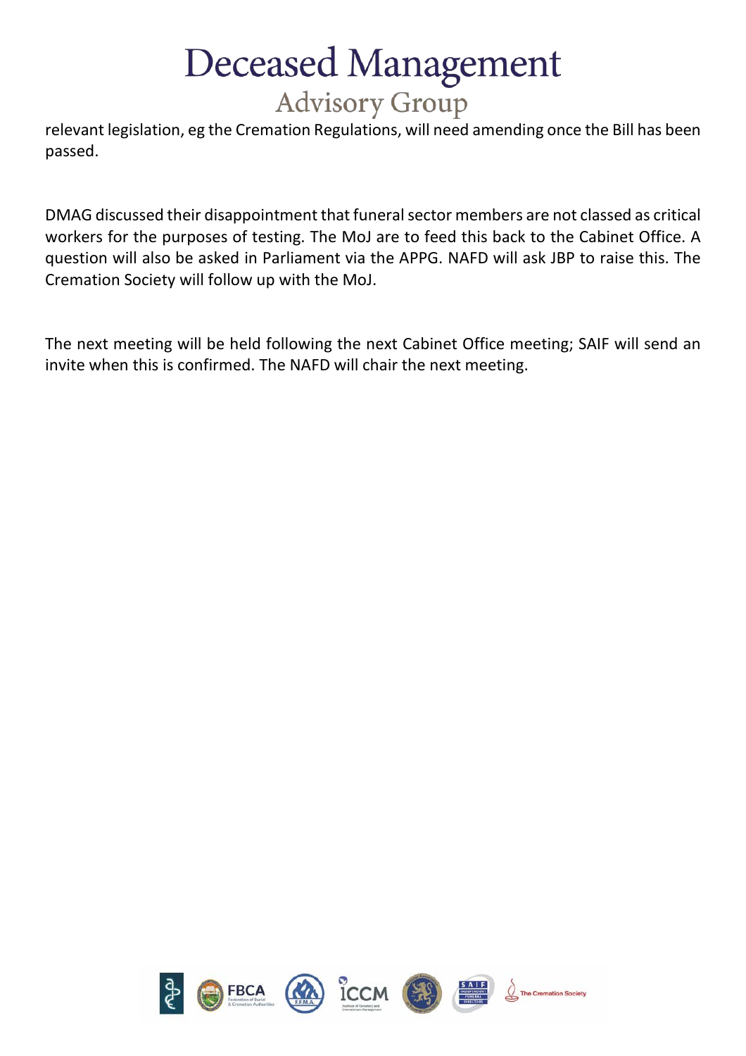relevant legislation, eg the Cremation Regulations, will need amending once the Bill has been passed.

DMAG discussed their disappointment that funeral sector members are not classed as critical workers for the purposes of testing. The MoJ are to feed this back to the Cabinet Office. A question will also be asked in Parliament via the APPG. NAFD will ask JBP to raise this. The Cremation Society will follow up with the MoJ.

The next meeting will be held following the next Cabinet Office meeting; SAIF will send an invite when this is confirmed. The NAFD will chair the next meeting.